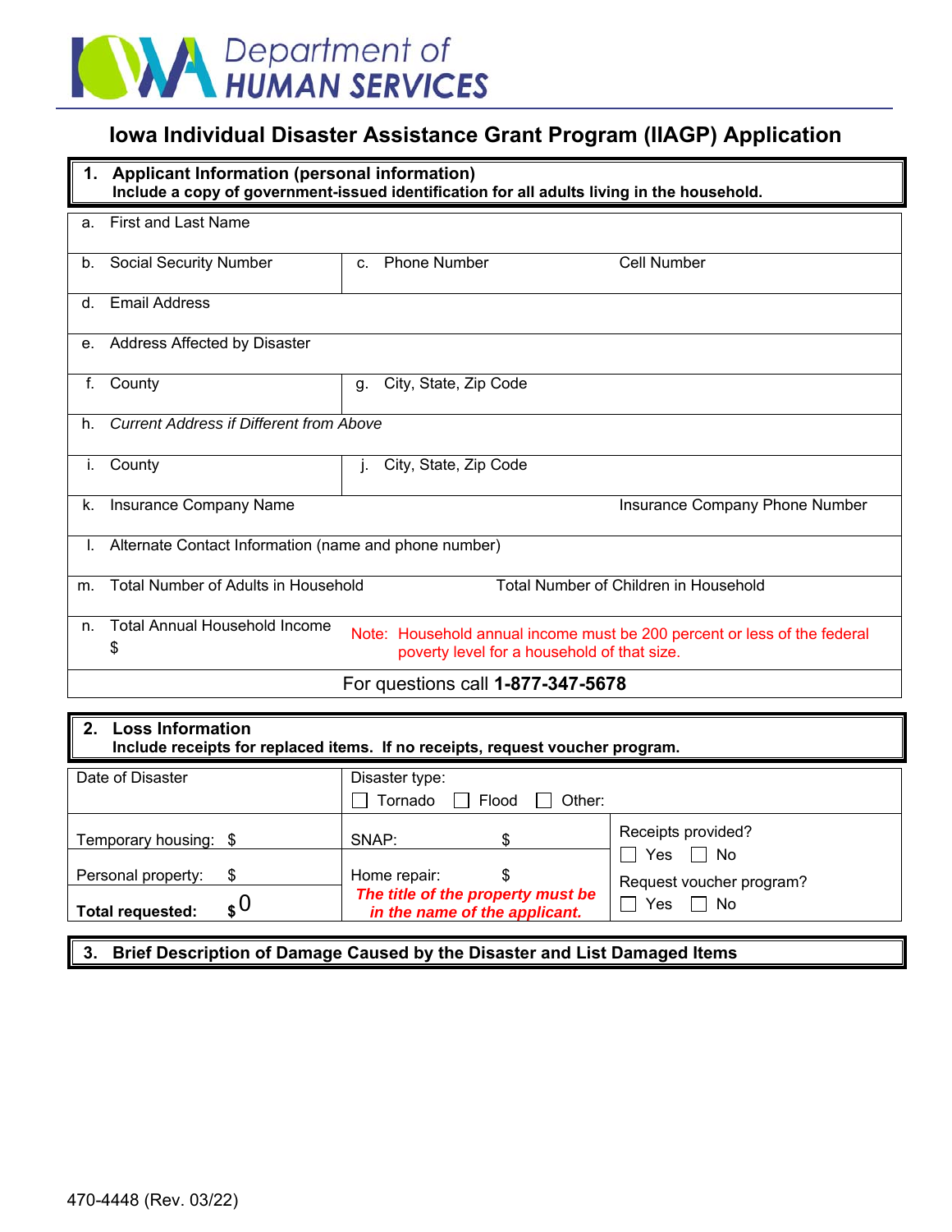Department of HUMAN SERVICES

# Iowa Individual Disaster Assistance Grant Program (IIAGP) Application

## 1. Applicant Information (personal information)

**Include a copy of government-issued identification for all adults living in the household.**

| | |
|---|---|
| a. First and Last Name | |
| b. Social Security Number | c. Phone Number Cell Number |
| d. Email Address | |
| e. Address Affected by Disaster | |
| f. County | g. City, State, Zip Code |
| h. *Current Address if Different from Above* | |
| i. County | j. City, State, Zip Code |
| k. Insurance Company Name | Insurance Company Phone Number |
| l. Alternate Contact Information (name and phone number) | |
| m. Total Number of Adults in Household | Total Number of Children in Household |
| n. Total Annual Household Income $ | Note: Household annual income must be 200 percent or less of the federal poverty level for a household of that size. |

For questions call **1-877-347-5678**

## 2. Loss Information

**Include receipts for replaced items. If no receipts, request voucher program.**

| | | |
|---|---|---|
| Date of Disaster | Disaster type: ☐ Tornado ☐ Flood ☐ Other: | |
| Temporary housing: $ | SNAP: $ | Receipts provided? ☐ Yes ☐ No |
| Personal property: $ | Home repair: $ | Request voucher program? ☐ Yes ☐ No |
| **Total requested:** $0 | ***The title of the property must be in the name of the applicant.*** | |

## 3. Brief Description of Damage Caused by the Disaster and List Damaged Items

470-4448 (Rev. 03/22)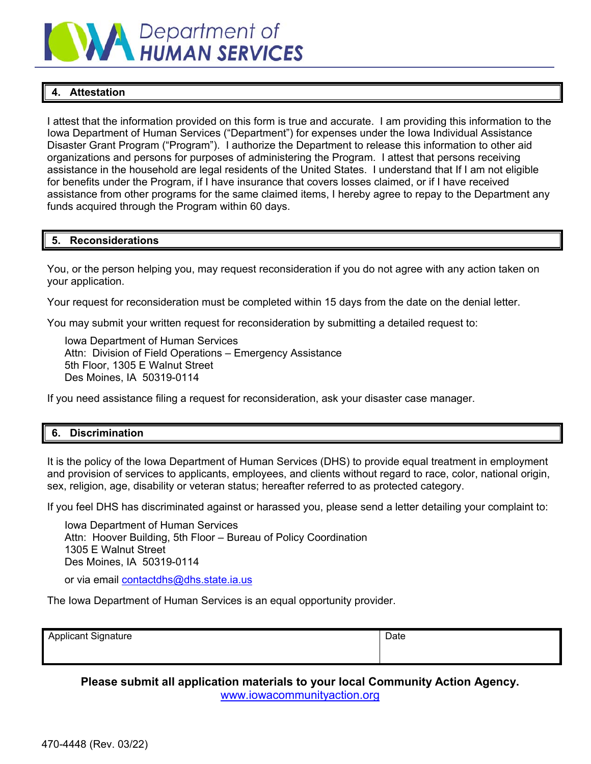Iowa Department of HUMAN SERVICES

## 4. Attestation

I attest that the information provided on this form is true and accurate. I am providing this information to the Iowa Department of Human Services ("Department") for expenses under the Iowa Individual Assistance Disaster Grant Program ("Program"). I authorize the Department to release this information to other aid organizations and persons for purposes of administering the Program. I attest that persons receiving assistance in the household are legal residents of the United States. I understand that If I am not eligible for benefits under the Program, if I have insurance that covers losses claimed, or if I have received assistance from other programs for the same claimed items, I hereby agree to repay to the Department any funds acquired through the Program within 60 days.

## 5. Reconsiderations

You, or the person helping you, may request reconsideration if you do not agree with any action taken on your application.

Your request for reconsideration must be completed within 15 days from the date on the denial letter.

You may submit your written request for reconsideration by submitting a detailed request to:

Iowa Department of Human Services
Attn: Division of Field Operations – Emergency Assistance
5th Floor, 1305 E Walnut Street
Des Moines, IA 50319-0114

If you need assistance filing a request for reconsideration, ask your disaster case manager.

## 6. Discrimination

It is the policy of the Iowa Department of Human Services (DHS) to provide equal treatment in employment and provision of services to applicants, employees, and clients without regard to race, color, national origin, sex, religion, age, disability or veteran status; hereafter referred to as protected category.

If you feel DHS has discriminated against or harassed you, please send a letter detailing your complaint to:

Iowa Department of Human Services
Attn: Hoover Building, 5th Floor – Bureau of Policy Coordination
1305 E Walnut Street
Des Moines, IA 50319-0114

or via email contactdhs@dhs.state.ia.us

The Iowa Department of Human Services is an equal opportunity provider.

| Applicant Signature | Date |
|---|---|
| | |

**Please submit all application materials to your local Community Action Agency.**
www.iowacommunityaction.org

470-4448 (Rev. 03/22)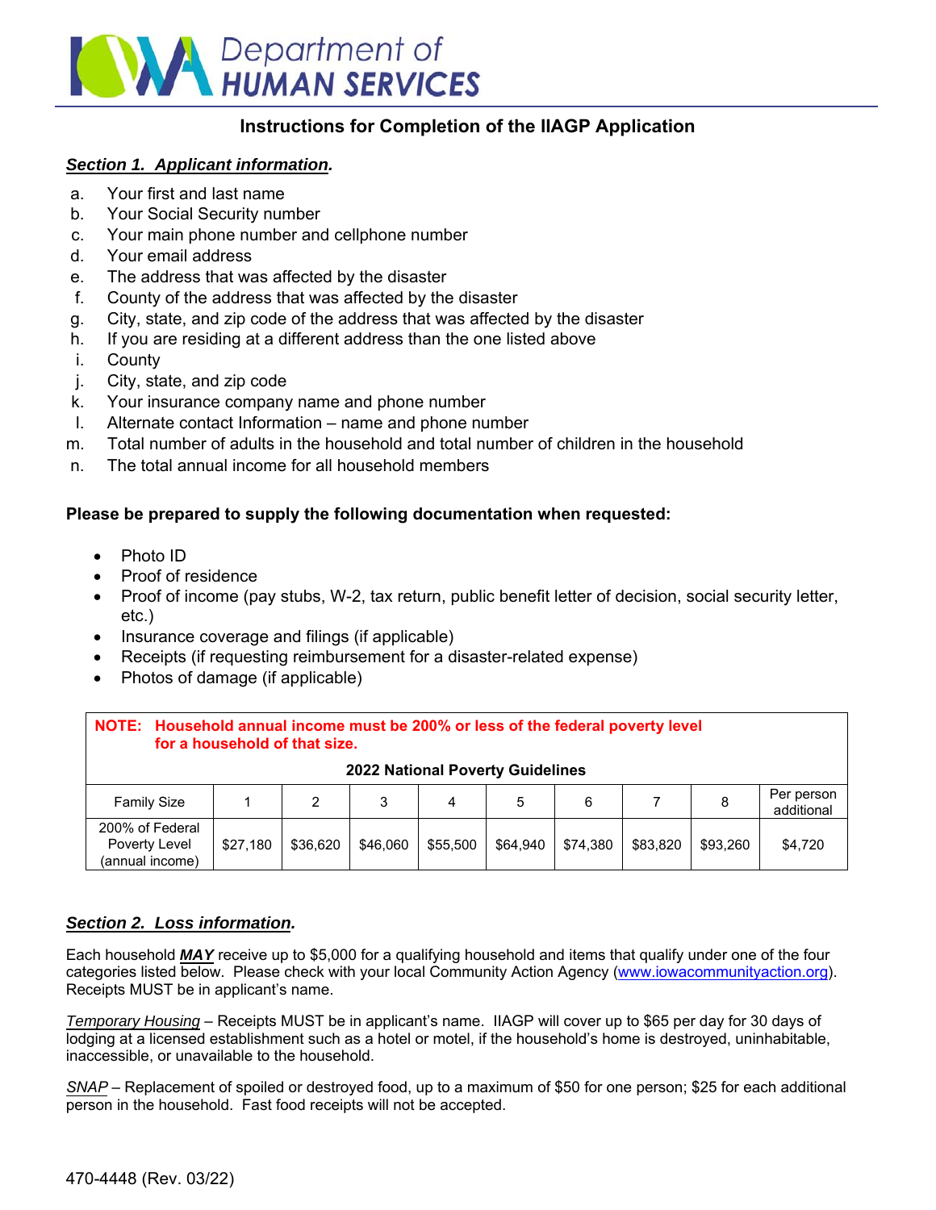Iowa Department of Human Services

## Instructions for Completion of the IIAGP Application

### *Section 1. Applicant information.*

a. Your first and last name
b. Your Social Security number
c. Your main phone number and cellphone number
d. Your email address
e. The address that was affected by the disaster
f. County of the address that was affected by the disaster
g. City, state, and zip code of the address that was affected by the disaster
h. If you are residing at a different address than the one listed above
i. County
j. City, state, and zip code
k. Your insurance company name and phone number
l. Alternate contact Information – name and phone number
m. Total number of adults in the household and total number of children in the household
n. The total annual income for all household members

**Please be prepared to supply the following documentation when requested:**

- Photo ID
- Proof of residence
- Proof of income (pay stubs, W-2, tax return, public benefit letter of decision, social security letter, etc.)
- Insurance coverage and filings (if applicable)
- Receipts (if requesting reimbursement for a disaster-related expense)
- Photos of damage (if applicable)

**NOTE: Household annual income must be 200% or less of the federal poverty level for a household of that size.**

**2022 National Poverty Guidelines**

| Family Size | 1 | 2 | 3 | 4 | 5 | 6 | 7 | 8 | Per person additional |
|---|---|---|---|---|---|---|---|---|---|
| 200% of Federal Poverty Level (annual income) | $27,180 | $36,620 | $46,060 | $55,500 | $64,940 | $74,380 | $83,820 | $93,260 | $4,720 |

### *Section 2. Loss information.*

Each household ***MAY*** receive up to $5,000 for a qualifying household and items that qualify under one of the four categories listed below. Please check with your local Community Action Agency (www.iowacommunityaction.org). Receipts MUST be in applicant's name.

*Temporary Housing* – Receipts MUST be in applicant's name. IIAGP will cover up to $65 per day for 30 days of lodging at a licensed establishment such as a hotel or motel, if the household's home is destroyed, uninhabitable, inaccessible, or unavailable to the household.

*SNAP* – Replacement of spoiled or destroyed food, up to a maximum of $50 for one person; $25 for each additional person in the household. Fast food receipts will not be accepted.

470-4448 (Rev. 03/22)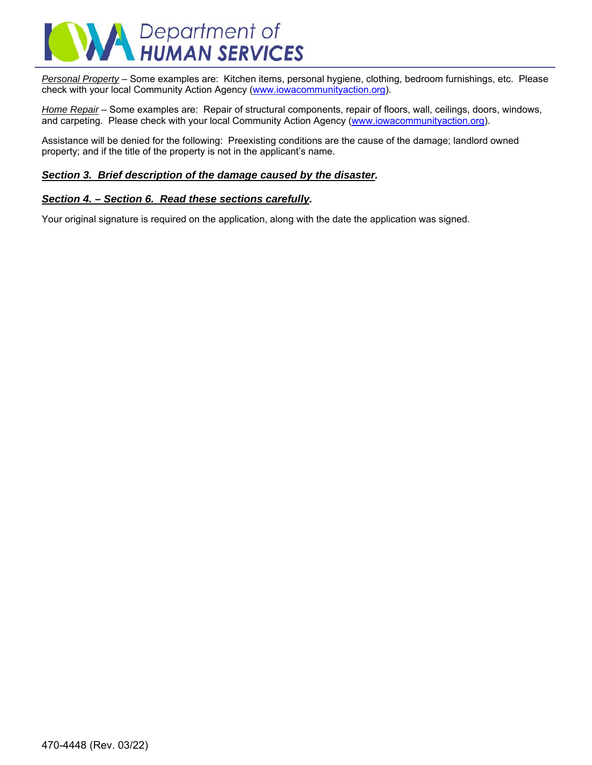*Personal Property* – Some examples are: Kitchen items, personal hygiene, clothing, bedroom furnishings, etc. Please check with your local Community Action Agency ([www.iowacommunityaction.org](http://www.iowacommunityaction.org)).

*Home Repair* – Some examples are: Repair of structural components, repair of floors, wall, ceilings, doors, windows, and carpeting. Please check with your local Community Action Agency ([www.iowacommunityaction.org](http://www.iowacommunityaction.org)).

Assistance will be denied for the following: Preexisting conditions are the cause of the damage; landlord owned property; and if the title of the property is not in the applicant's name.

## ***Section 3. Brief description of the damage caused by the disaster.***

## ***Section 4. – Section 6. Read these sections carefully.***

Your original signature is required on the application, along with the date the application was signed.

470-4448 (Rev. 03/22)